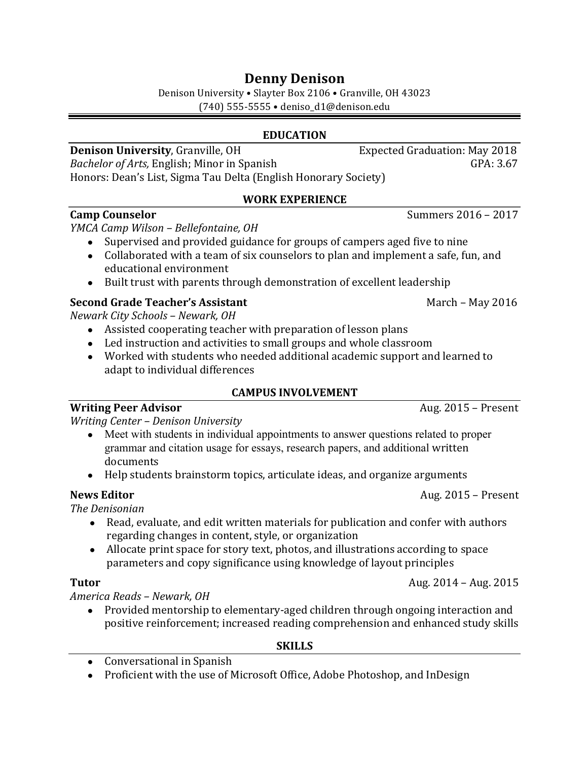# Denny Denison

Denison University • Slayter Box 2106 • Granville, OH 43023
(740) 555-5555 • deniso_d1@denison.edu

## EDUCATION

**Denison University**, Granville, OH — Expected Graduation: May 2018
*Bachelor of Arts,* English; Minor in Spanish — GPA: 3.67
Honors: Dean's List, Sigma Tau Delta (English Honorary Society)

## WORK EXPERIENCE

**Camp Counselor** — Summers 2016 – 2017
*YMCA Camp Wilson – Bellefontaine, OH*

- Supervised and provided guidance for groups of campers aged five to nine
- Collaborated with a team of six counselors to plan and implement a safe, fun, and educational environment
- Built trust with parents through demonstration of excellent leadership

**Second Grade Teacher's Assistant** — March – May 2016
*Newark City Schools – Newark, OH*

- Assisted cooperating teacher with preparation of lesson plans
- Led instruction and activities to small groups and whole classroom
- Worked with students who needed additional academic support and learned to adapt to individual differences

## CAMPUS INVOLVEMENT

**Writing Peer Advisor** — Aug. 2015 – Present
*Writing Center – Denison University*

- Meet with students in individual appointments to answer questions related to proper grammar and citation usage for essays, research papers, and additional written documents
- Help students brainstorm topics, articulate ideas, and organize arguments

**News Editor** — Aug. 2015 – Present
*The Denisonian*

- Read, evaluate, and edit written materials for publication and confer with authors regarding changes in content, style, or organization
- Allocate print space for story text, photos, and illustrations according to space parameters and copy significance using knowledge of layout principles

**Tutor** — Aug. 2014 – Aug. 2015
*America Reads – Newark, OH*

- Provided mentorship to elementary-aged children through ongoing interaction and positive reinforcement; increased reading comprehension and enhanced study skills

## SKILLS

- Conversational in Spanish
- Proficient with the use of Microsoft Office, Adobe Photoshop, and InDesign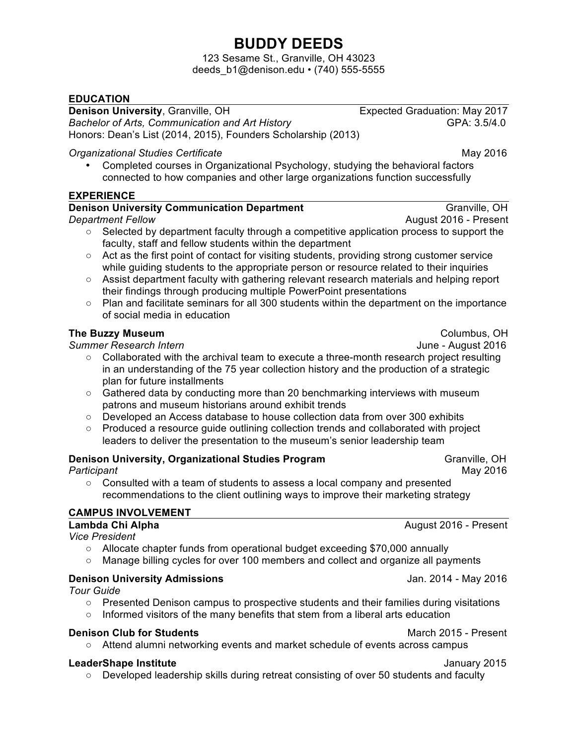# BUDDY DEEDS

123 Sesame St., Granville, OH 43023
deeds_b1@denison.edu • (740) 555-5555

## EDUCATION

**Denison University**, Granville, OH — Expected Graduation: May 2017
*Bachelor of Arts, Communication and Art History* — GPA: 3.5/4.0
Honors: Dean's List (2014, 2015), Founders Scholarship (2013)

*Organizational Studies Certificate* — May 2016

- Completed courses in Organizational Psychology, studying the behavioral factors connected to how companies and other large organizations function successfully

## EXPERIENCE

**Denison University Communication Department** — Granville, OH
*Department Fellow* — August 2016 - Present

- Selected by department faculty through a competitive application process to support the faculty, staff and fellow students within the department
- Act as the first point of contact for visiting students, providing strong customer service while guiding students to the appropriate person or resource related to their inquiries
- Assist department faculty with gathering relevant research materials and helping report their findings through producing multiple PowerPoint presentations
- Plan and facilitate seminars for all 300 students within the department on the importance of social media in education

**The Buzzy Museum** — Columbus, OH
*Summer Research Intern* — June - August 2016

- Collaborated with the archival team to execute a three-month research project resulting in an understanding of the 75 year collection history and the production of a strategic plan for future installments
- Gathered data by conducting more than 20 benchmarking interviews with museum patrons and museum historians around exhibit trends
- Developed an Access database to house collection data from over 300 exhibits
- Produced a resource guide outlining collection trends and collaborated with project leaders to deliver the presentation to the museum's senior leadership team

**Denison University, Organizational Studies Program** — Granville, OH
*Participant* — May 2016

- Consulted with a team of students to assess a local company and presented recommendations to the client outlining ways to improve their marketing strategy

## CAMPUS INVOLVEMENT

**Lambda Chi Alpha** — August 2016 - Present
*Vice President*

- Allocate chapter funds from operational budget exceeding $70,000 annually
- Manage billing cycles for over 100 members and collect and organize all payments

**Denison University Admissions** — Jan. 2014 - May 2016
*Tour Guide*

- Presented Denison campus to prospective students and their families during visitations
- Informed visitors of the many benefits that stem from a liberal arts education

**Denison Club for Students** — March 2015 - Present

- Attend alumni networking events and market schedule of events across campus

**LeaderShape Institute** — January 2015

- Developed leadership skills during retreat consisting of over 50 students and faculty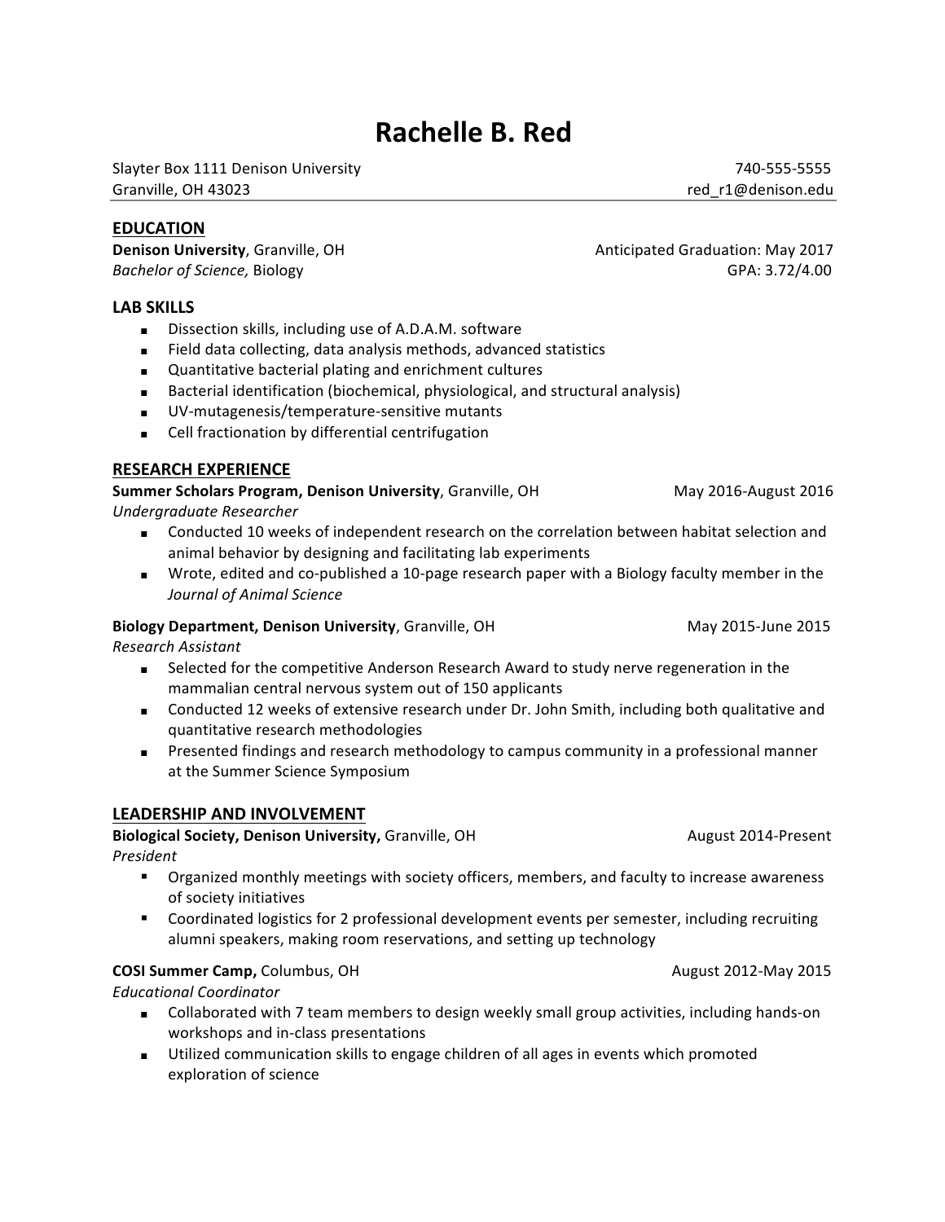# Rachelle B. Red

Slayter Box 1111 Denison University — 740-555-5555
Granville, OH 43023 — red_r1@denison.edu

## EDUCATION

**Denison University**, Granville, OH — Anticipated Graduation: May 2017
*Bachelor of Science,* Biology — GPA: 3.72/4.00

## LAB SKILLS

- Dissection skills, including use of A.D.A.M. software
- Field data collecting, data analysis methods, advanced statistics
- Quantitative bacterial plating and enrichment cultures
- Bacterial identification (biochemical, physiological, and structural analysis)
- UV-mutagenesis/temperature-sensitive mutants
- Cell fractionation by differential centrifugation

## RESEARCH EXPERIENCE

**Summer Scholars Program, Denison University**, Granville, OH — May 2016-August 2016
*Undergraduate Researcher*

- Conducted 10 weeks of independent research on the correlation between habitat selection and animal behavior by designing and facilitating lab experiments
- Wrote, edited and co-published a 10-page research paper with a Biology faculty member in the *Journal of Animal Science*

**Biology Department, Denison University**, Granville, OH — May 2015-June 2015
*Research Assistant*

- Selected for the competitive Anderson Research Award to study nerve regeneration in the mammalian central nervous system out of 150 applicants
- Conducted 12 weeks of extensive research under Dr. John Smith, including both qualitative and quantitative research methodologies
- Presented findings and research methodology to campus community in a professional manner at the Summer Science Symposium

## LEADERSHIP AND INVOLVEMENT

**Biological Society, Denison University,** Granville, OH — August 2014-Present
*President*

- Organized monthly meetings with society officers, members, and faculty to increase awareness of society initiatives
- Coordinated logistics for 2 professional development events per semester, including recruiting alumni speakers, making room reservations, and setting up technology

**COSI Summer Camp,** Columbus, OH — August 2012-May 2015
*Educational Coordinator*

- Collaborated with 7 team members to design weekly small group activities, including hands-on workshops and in-class presentations
- Utilized communication skills to engage children of all ages in events which promoted exploration of science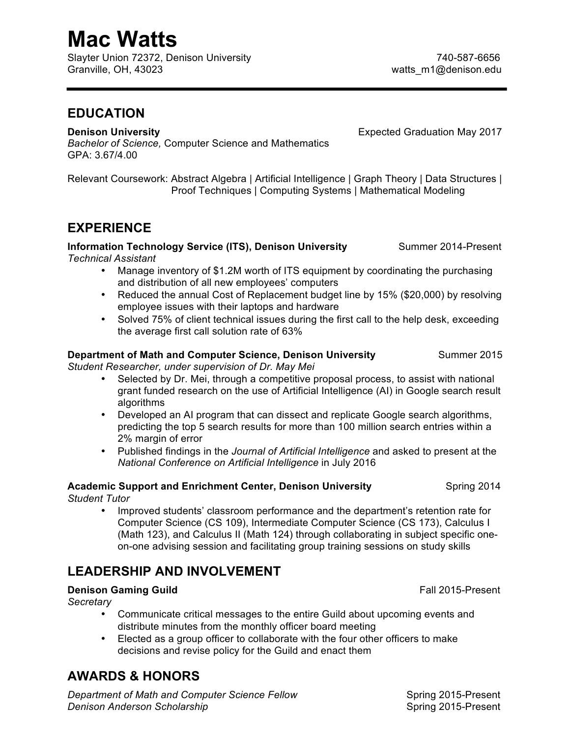# Mac Watts

Slayter Union 72372, Denison University
Granville, OH, 43023

740-587-6656
watts_m1@denison.edu

## EDUCATION

**Denison University** — Expected Graduation May 2017
*Bachelor of Science,* Computer Science and Mathematics
GPA: 3.67/4.00

Relevant Coursework: Abstract Algebra | Artificial Intelligence | Graph Theory | Data Structures | Proof Techniques | Computing Systems | Mathematical Modeling

## EXPERIENCE

**Information Technology Service (ITS), Denison University** — Summer 2014-Present
*Technical Assistant*

- Manage inventory of $1.2M worth of ITS equipment by coordinating the purchasing and distribution of all new employees' computers
- Reduced the annual Cost of Replacement budget line by 15% ($20,000) by resolving employee issues with their laptops and hardware
- Solved 75% of client technical issues during the first call to the help desk, exceeding the average first call solution rate of 63%

**Department of Math and Computer Science, Denison University** — Summer 2015
*Student Researcher, under supervision of Dr. May Mei*

- Selected by Dr. Mei, through a competitive proposal process, to assist with national grant funded research on the use of Artificial Intelligence (AI) in Google search result algorithms
- Developed an AI program that can dissect and replicate Google search algorithms, predicting the top 5 search results for more than 100 million search entries within a 2% margin of error
- Published findings in the *Journal of Artificial Intelligence* and asked to present at the *National Conference on Artificial Intelligence* in July 2016

**Academic Support and Enrichment Center, Denison University** — Spring 2014
*Student Tutor*

- Improved students' classroom performance and the department's retention rate for Computer Science (CS 109), Intermediate Computer Science (CS 173), Calculus I (Math 123), and Calculus II (Math 124) through collaborating in subject specific one-on-one advising session and facilitating group training sessions on study skills

## LEADERSHIP AND INVOLVEMENT

**Denison Gaming Guild** — Fall 2015-Present
*Secretary*

- Communicate critical messages to the entire Guild about upcoming events and distribute minutes from the monthly officer board meeting
- Elected as a group officer to collaborate with the four other officers to make decisions and revise policy for the Guild and enact them

## AWARDS & HONORS

*Department of Math and Computer Science Fellow* — Spring 2015-Present
*Denison Anderson Scholarship* — Spring 2015-Present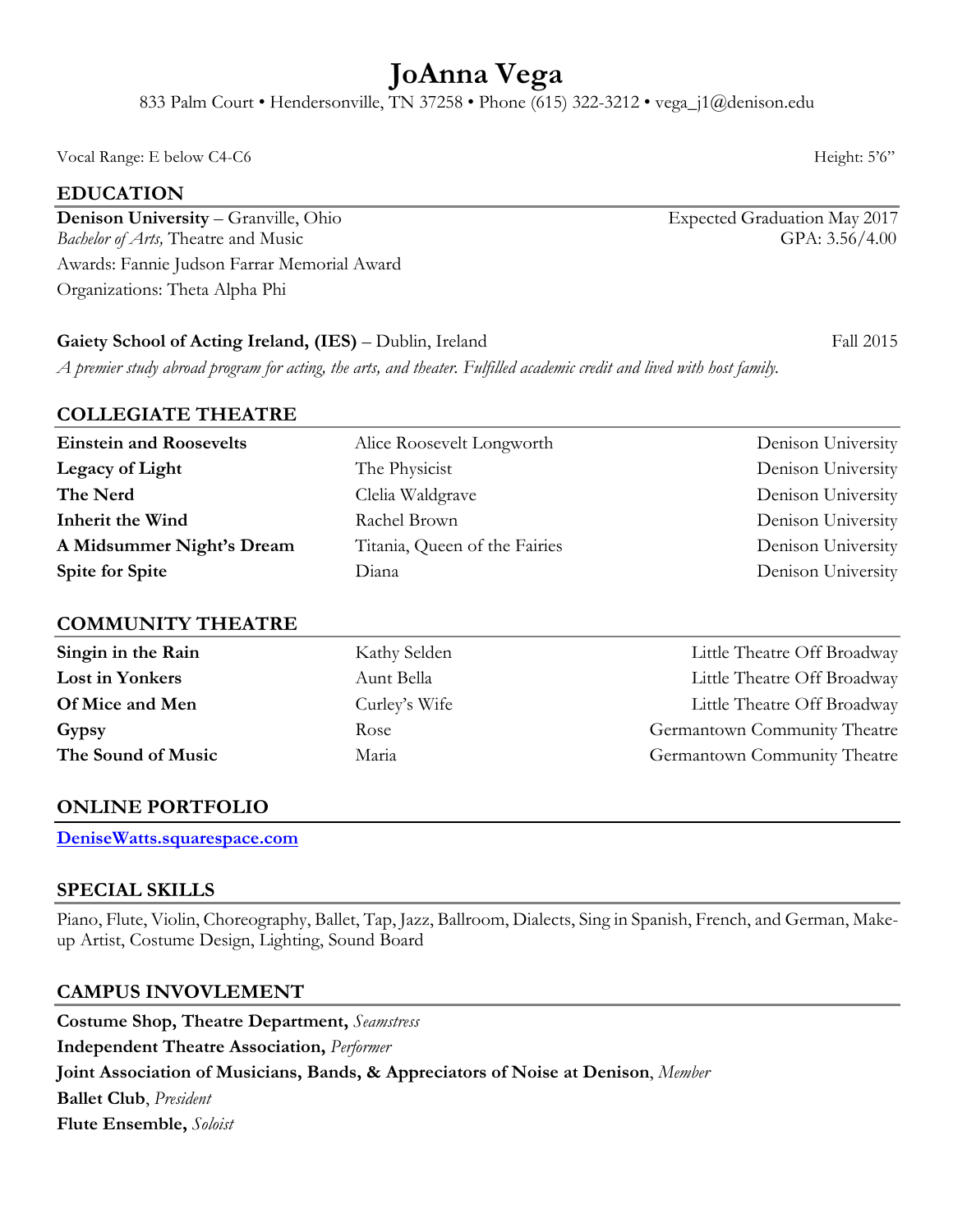# JoAnna Vega

833 Palm Court • Hendersonville, TN 37258 • Phone (615) 322-3212 • vega_j1@denison.edu

Vocal Range: E below C4-C6 Height: 5'6"

## EDUCATION

**Denison University** – Granville, Ohio Expected Graduation May 2017
*Bachelor of Arts,* Theatre and Music GPA: 3.56/4.00
Awards: Fannie Judson Farrar Memorial Award
Organizations: Theta Alpha Phi

**Gaiety School of Acting Ireland, (IES)** – Dublin, Ireland Fall 2015
*A premier study abroad program for acting, the arts, and theater. Fulfilled academic credit and lived with host family.*

## COLLEGIATE THEATRE

| | | |
|---|---|---|
| **Einstein and Roosevelts** | Alice Roosevelt Longworth | Denison University |
| **Legacy of Light** | The Physicist | Denison University |
| **The Nerd** | Clelia Waldgrave | Denison University |
| **Inherit the Wind** | Rachel Brown | Denison University |
| **A Midsummer Night's Dream** | Titania, Queen of the Fairies | Denison University |
| **Spite for Spite** | Diana | Denison University |

## COMMUNITY THEATRE

| | | |
|---|---|---|
| **Singin in the Rain** | Kathy Selden | Little Theatre Off Broadway |
| **Lost in Yonkers** | Aunt Bella | Little Theatre Off Broadway |
| **Of Mice and Men** | Curley's Wife | Little Theatre Off Broadway |
| **Gypsy** | Rose | Germantown Community Theatre |
| **The Sound of Music** | Maria | Germantown Community Theatre |

## ONLINE PORTFOLIO

**DeniseWatts.squarespace.com**

## SPECIAL SKILLS

Piano, Flute, Violin, Choreography, Ballet, Tap, Jazz, Ballroom, Dialects, Sing in Spanish, French, and German, Make-up Artist, Costume Design, Lighting, Sound Board

## CAMPUS INVOVLEMENT

**Costume Shop, Theatre Department,** *Seamstress*
**Independent Theatre Association,** *Performer*
**Joint Association of Musicians, Bands, & Appreciators of Noise at Denison**, *Member*
**Ballet Club**, *President*
**Flute Ensemble,** *Soloist*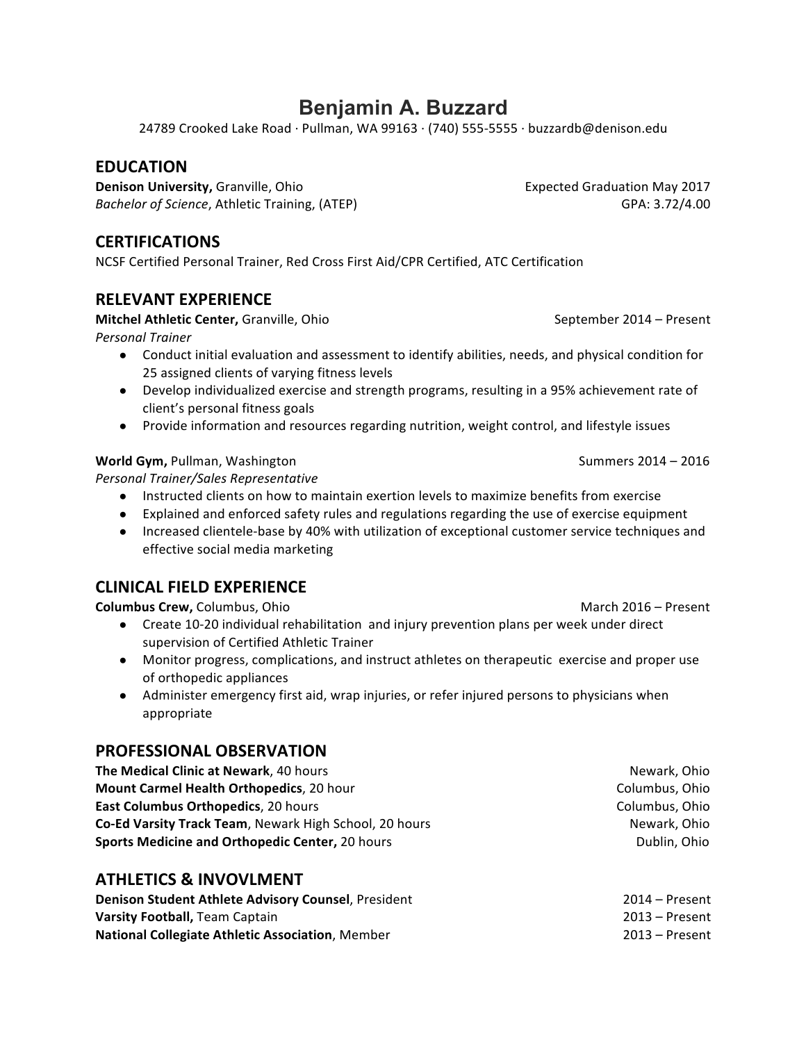# Benjamin A. Buzzard

24789 Crooked Lake Road · Pullman, WA 99163 · (740) 555-5555 · buzzardb@denison.edu

## EDUCATION

**Denison University,** Granville, Ohio — Expected Graduation May 2017
*Bachelor of Science*, Athletic Training, (ATEP) — GPA: 3.72/4.00

## CERTIFICATIONS

NCSF Certified Personal Trainer, Red Cross First Aid/CPR Certified, ATC Certification

## RELEVANT EXPERIENCE

**Mitchel Athletic Center,** Granville, Ohio — September 2014 – Present
*Personal Trainer*

- Conduct initial evaluation and assessment to identify abilities, needs, and physical condition for 25 assigned clients of varying fitness levels
- Develop individualized exercise and strength programs, resulting in a 95% achievement rate of client's personal fitness goals
- Provide information and resources regarding nutrition, weight control, and lifestyle issues

**World Gym,** Pullman, Washington — Summers 2014 – 2016
*Personal Trainer/Sales Representative*

- Instructed clients on how to maintain exertion levels to maximize benefits from exercise
- Explained and enforced safety rules and regulations regarding the use of exercise equipment
- Increased clientele-base by 40% with utilization of exceptional customer service techniques and effective social media marketing

## CLINICAL FIELD EXPERIENCE

**Columbus Crew,** Columbus, Ohio — March 2016 – Present

- Create 10-20 individual rehabilitation and injury prevention plans per week under direct supervision of Certified Athletic Trainer
- Monitor progress, complications, and instruct athletes on therapeutic exercise and proper use of orthopedic appliances
- Administer emergency first aid, wrap injuries, or refer injured persons to physicians when appropriate

## PROFESSIONAL OBSERVATION

**The Medical Clinic at Newark**, 40 hours — Newark, Ohio
**Mount Carmel Health Orthopedics**, 20 hour — Columbus, Ohio
**East Columbus Orthopedics**, 20 hours — Columbus, Ohio
**Co-Ed Varsity Track Team**, Newark High School, 20 hours — Newark, Ohio
**Sports Medicine and Orthopedic Center,** 20 hours — Dublin, Ohio

## ATHLETICS & INVOVLMENT

**Denison Student Athlete Advisory Counsel**, President — 2014 – Present
**Varsity Football,** Team Captain — 2013 – Present
**National Collegiate Athletic Association**, Member — 2013 – Present